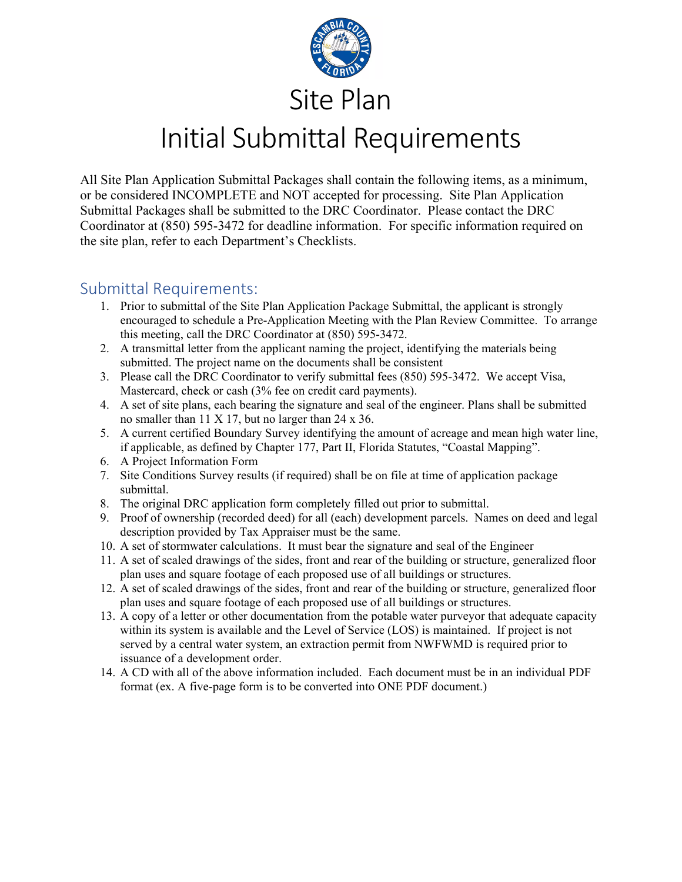# Site Plan

# Initial Submittal Requirements

All Site Plan Application Submittal Packages shall contain the following items, as a minimum, or be considered INCOMPLETE and NOT accepted for processing. Site Plan Application Submittal Packages shall be submitted to the DRC Coordinator. Please contact the DRC Coordinator at (850) 595-3472 for deadline information. For specific information required on the site plan, refer to each Department's Checklists.

## Submittal Requirements:

1. Prior to submittal of the Site Plan Application Package Submittal, the applicant is strongly encouraged to schedule a Pre-Application Meeting with the Plan Review Committee. To arrange this meeting, call the DRC Coordinator at (850) 595-3472.
2. A transmittal letter from the applicant naming the project, identifying the materials being submitted. The project name on the documents shall be consistent
3. Please call the DRC Coordinator to verify submittal fees (850) 595-3472. We accept Visa, Mastercard, check or cash (3% fee on credit card payments).
4. A set of site plans, each bearing the signature and seal of the engineer. Plans shall be submitted no smaller than 11 X 17, but no larger than 24 x 36.
5. A current certified Boundary Survey identifying the amount of acreage and mean high water line, if applicable, as defined by Chapter 177, Part II, Florida Statutes, "Coastal Mapping".
6. A Project Information Form
7. Site Conditions Survey results (if required) shall be on file at time of application package submittal.
8. The original DRC application form completely filled out prior to submittal.
9. Proof of ownership (recorded deed) for all (each) development parcels. Names on deed and legal description provided by Tax Appraiser must be the same.
10. A set of stormwater calculations. It must bear the signature and seal of the Engineer
11. A set of scaled drawings of the sides, front and rear of the building or structure, generalized floor plan uses and square footage of each proposed use of all buildings or structures.
12. A set of scaled drawings of the sides, front and rear of the building or structure, generalized floor plan uses and square footage of each proposed use of all buildings or structures.
13. A copy of a letter or other documentation from the potable water purveyor that adequate capacity within its system is available and the Level of Service (LOS) is maintained. If project is not served by a central water system, an extraction permit from NWFWMD is required prior to issuance of a development order.
14. A CD with all of the above information included. Each document must be in an individual PDF format (ex. A five-page form is to be converted into ONE PDF document.)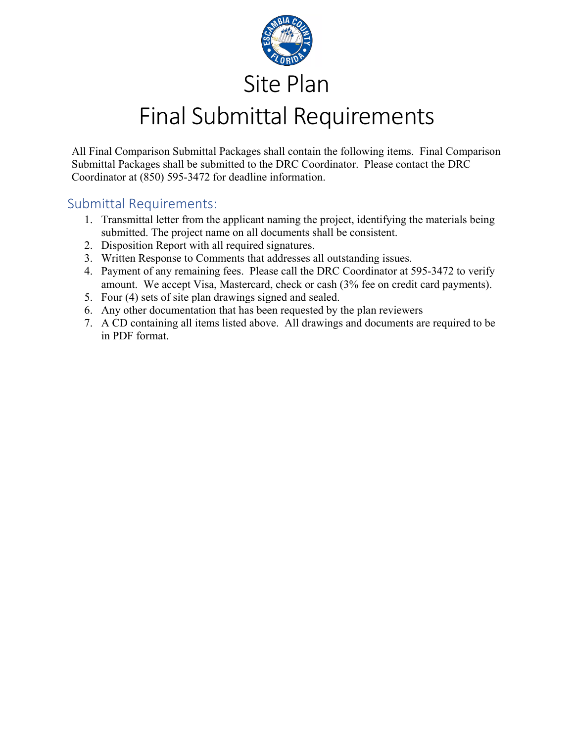# Site Plan

# Final Submittal Requirements

All Final Comparison Submittal Packages shall contain the following items. Final Comparison Submittal Packages shall be submitted to the DRC Coordinator. Please contact the DRC Coordinator at (850) 595-3472 for deadline information.

## Submittal Requirements:

1. Transmittal letter from the applicant naming the project, identifying the materials being submitted. The project name on all documents shall be consistent.
2. Disposition Report with all required signatures.
3. Written Response to Comments that addresses all outstanding issues.
4. Payment of any remaining fees. Please call the DRC Coordinator at 595-3472 to verify amount. We accept Visa, Mastercard, check or cash (3% fee on credit card payments).
5. Four (4) sets of site plan drawings signed and sealed.
6. Any other documentation that has been requested by the plan reviewers
7. A CD containing all items listed above. All drawings and documents are required to be in PDF format.